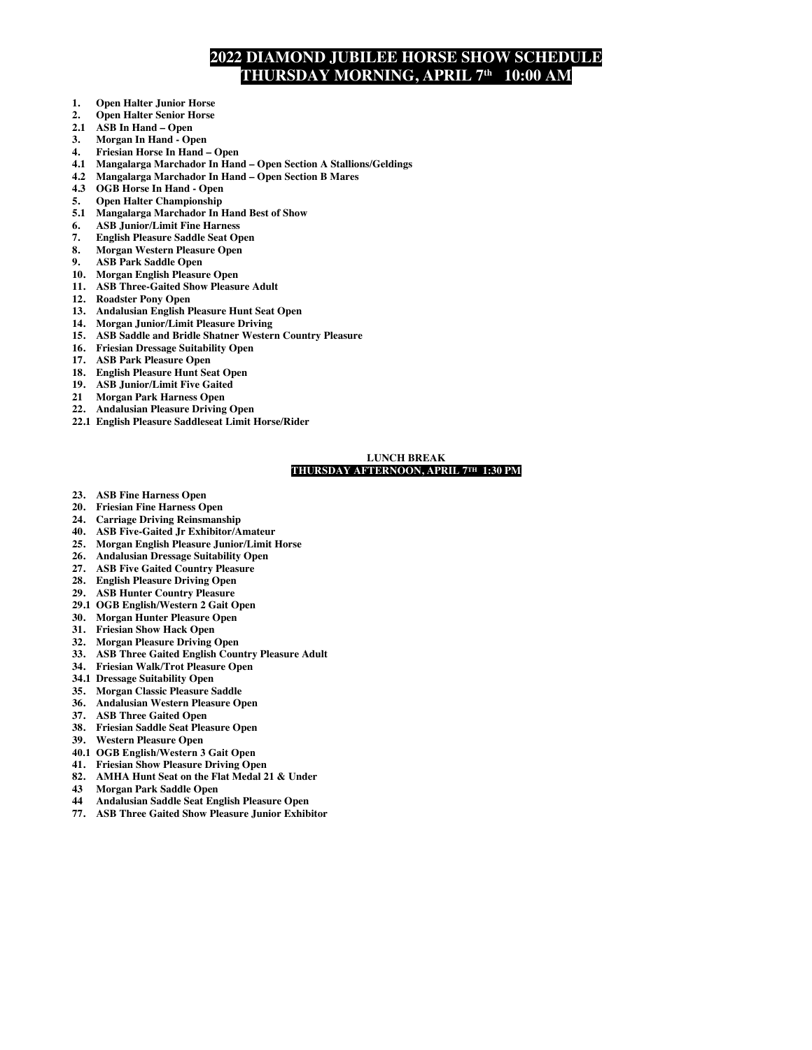# 2022 DIAMOND JUBILEE HORSE SHOW SCHEDULE
# THURSDAY MORNING, APRIL 7th 10:00 AM

**1. Open Halter Junior Horse**
**2. Open Halter Senior Horse**
**2.1 ASB In Hand – Open**
**3. Morgan In Hand - Open**
**4. Friesian Horse In Hand – Open**
**4.1 Mangalarga Marchador In Hand – Open Section A Stallions/Geldings**
**4.2 Mangalarga Marchador In Hand – Open Section B Mares**
**4.3 OGB Horse In Hand - Open**
**5. Open Halter Championship**
**5.1 Mangalarga Marchador In Hand Best of Show**
**6. ASB Junior/Limit Fine Harness**
**7. English Pleasure Saddle Seat Open**
**8. Morgan Western Pleasure Open**
**9. ASB Park Saddle Open**
**10. Morgan English Pleasure Open**
**11. ASB Three-Gaited Show Pleasure Adult**
**12. Roadster Pony Open**
**13. Andalusian English Pleasure Hunt Seat Open**
**14. Morgan Junior/Limit Pleasure Driving**
**15. ASB Saddle and Bridle Shatner Western Country Pleasure**
**16. Friesian Dressage Suitability Open**
**17. ASB Park Pleasure Open**
**18. English Pleasure Hunt Seat Open**
**19. ASB Junior/Limit Five Gaited**
**21 Morgan Park Harness Open**
**22. Andalusian Pleasure Driving Open**
**22.1 English Pleasure Saddleseat Limit Horse/Rider**

**LUNCH BREAK**
**THURSDAY AFTERNOON, APRIL 7TH 1:30 PM**

**23. ASB Fine Harness Open**
**20. Friesian Fine Harness Open**
**24. Carriage Driving Reinsmanship**
**40. ASB Five-Gaited Jr Exhibitor/Amateur**
**25. Morgan English Pleasure Junior/Limit Horse**
**26. Andalusian Dressage Suitability Open**
**27. ASB Five Gaited Country Pleasure**
**28. English Pleasure Driving Open**
**29. ASB Hunter Country Pleasure**
**29.1 OGB English/Western 2 Gait Open**
**30. Morgan Hunter Pleasure Open**
**31. Friesian Show Hack Open**
**32. Morgan Pleasure Driving Open**
**33. ASB Three Gaited English Country Pleasure Adult**
**34. Friesian Walk/Trot Pleasure Open**
**34.1 Dressage Suitability Open**
**35. Morgan Classic Pleasure Saddle**
**36. Andalusian Western Pleasure Open**
**37. ASB Three Gaited Open**
**38. Friesian Saddle Seat Pleasure Open**
**39. Western Pleasure Open**
**40.1 OGB English/Western 3 Gait Open**
**41. Friesian Show Pleasure Driving Open**
**82. AMHA Hunt Seat on the Flat Medal 21 & Under**
**43 Morgan Park Saddle Open**
**44 Andalusian Saddle Seat English Pleasure Open**
**77. ASB Three Gaited Show Pleasure Junior Exhibitor**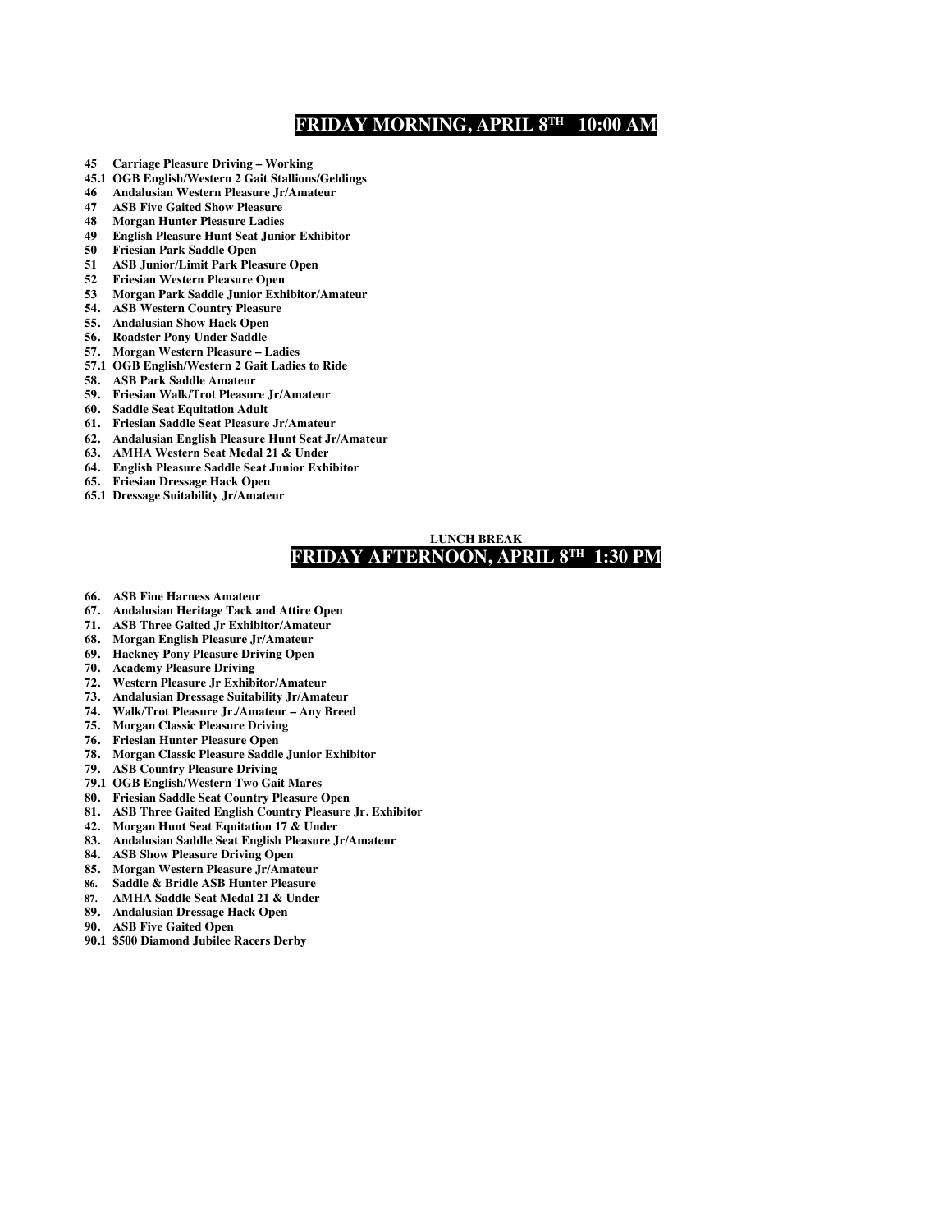## FRIDAY MORNING, APRIL 8TH 10:00 AM

**45 Carriage Pleasure Driving – Working**
**45.1 OGB English/Western 2 Gait Stallions/Geldings**
**46 Andalusian Western Pleasure Jr/Amateur**
**47 ASB Five Gaited Show Pleasure**
**48 Morgan Hunter Pleasure Ladies**
**49 English Pleasure Hunt Seat Junior Exhibitor**
**50 Friesian Park Saddle Open**
**51 ASB Junior/Limit Park Pleasure Open**
**52 Friesian Western Pleasure Open**
**53 Morgan Park Saddle Junior Exhibitor/Amateur**
**54. ASB Western Country Pleasure**
**55. Andalusian Show Hack Open**
**56. Roadster Pony Under Saddle**
**57. Morgan Western Pleasure – Ladies**
**57.1 OGB English/Western 2 Gait Ladies to Ride**
**58. ASB Park Saddle Amateur**
**59. Friesian Walk/Trot Pleasure Jr/Amateur**
**60. Saddle Seat Equitation Adult**
**61. Friesian Saddle Seat Pleasure Jr/Amateur**
**62. Andalusian English Pleasure Hunt Seat Jr/Amateur**
**63. AMHA Western Seat Medal 21 & Under**
**64. English Pleasure Saddle Seat Junior Exhibitor**
**65. Friesian Dressage Hack Open**
**65.1 Dressage Suitability Jr/Amateur**

**LUNCH BREAK**

## FRIDAY AFTERNOON, APRIL 8TH 1:30 PM

**66. ASB Fine Harness Amateur**
**67. Andalusian Heritage Tack and Attire Open**
**71. ASB Three Gaited Jr Exhibitor/Amateur**
**68. Morgan English Pleasure Jr/Amateur**
**69. Hackney Pony Pleasure Driving Open**
**70. Academy Pleasure Driving**
**72. Western Pleasure Jr Exhibitor/Amateur**
**73. Andalusian Dressage Suitability Jr/Amateur**
**74. Walk/Trot Pleasure Jr./Amateur – Any Breed**
**75. Morgan Classic Pleasure Driving**
**76. Friesian Hunter Pleasure Open**
**78. Morgan Classic Pleasure Saddle Junior Exhibitor**
**79. ASB Country Pleasure Driving**
**79.1 OGB English/Western Two Gait Mares**
**80. Friesian Saddle Seat Country Pleasure Open**
**81. ASB Three Gaited English Country Pleasure Jr. Exhibitor**
**42. Morgan Hunt Seat Equitation 17 & Under**
**83. Andalusian Saddle Seat English Pleasure Jr/Amateur**
**84. ASB Show Pleasure Driving Open**
**85. Morgan Western Pleasure Jr/Amateur**
**86. Saddle & Bridle ASB Hunter Pleasure**
**87. AMHA Saddle Seat Medal 21 & Under**
**89. Andalusian Dressage Hack Open**
**90. ASB Five Gaited Open**
**90.1 $500 Diamond Jubilee Racers Derby**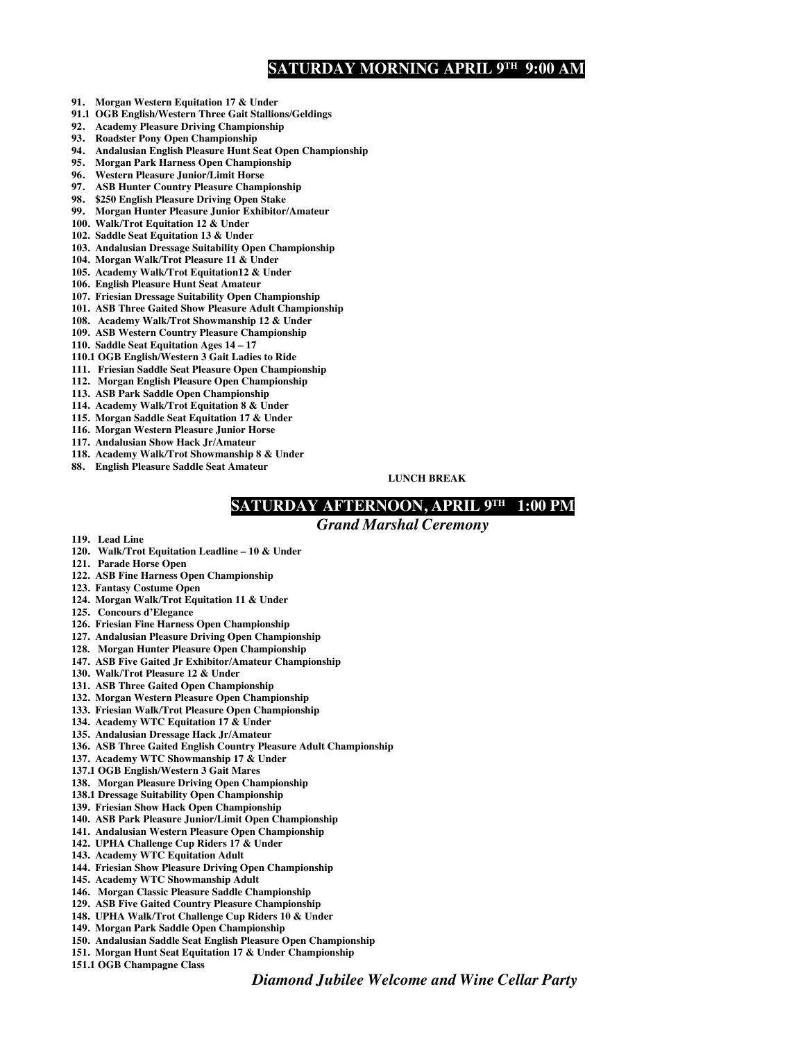## SATURDAY MORNING APRIL 9TH 9:00 AM

**91. Morgan Western Equitation 17 & Under**
**91.1 OGB English/Western Three Gait Stallions/Geldings**
**92. Academy Pleasure Driving Championship**
**93. Roadster Pony Open Championship**
**94. Andalusian English Pleasure Hunt Seat Open Championship**
**95. Morgan Park Harness Open Championship**
**96. Western Pleasure Junior/Limit Horse**
**97. ASB Hunter Country Pleasure Championship**
**98. $250 English Pleasure Driving Open Stake**
**99. Morgan Hunter Pleasure Junior Exhibitor/Amateur**
**100. Walk/Trot Equitation 12 & Under**
**102. Saddle Seat Equitation 13 & Under**
**103. Andalusian Dressage Suitability Open Championship**
**104. Morgan Walk/Trot Pleasure 11 & Under**
**105. Academy Walk/Trot Equitation12 & Under**
**106. English Pleasure Hunt Seat Amateur**
**107. Friesian Dressage Suitability Open Championship**
**101. ASB Three Gaited Show Pleasure Adult Championship**
**108. Academy Walk/Trot Showmanship 12 & Under**
**109. ASB Western Country Pleasure Championship**
**110. Saddle Seat Equitation Ages 14 – 17**
**110.1 OGB English/Western 3 Gait Ladies to Ride**
**111. Friesian Saddle Seat Pleasure Open Championship**
**112. Morgan English Pleasure Open Championship**
**113. ASB Park Saddle Open Championship**
**114. Academy Walk/Trot Equitation 8 & Under**
**115. Morgan Saddle Seat Equitation 17 & Under**
**116. Morgan Western Pleasure Junior Horse**
**117. Andalusian Show Hack Jr/Amateur**
**118. Academy Walk/Trot Showmanship 8 & Under**
**88. English Pleasure Saddle Seat Amateur**

**LUNCH BREAK**

## SATURDAY AFTERNOON, APRIL 9TH 1:00 PM

***Grand Marshal Ceremony***

**119. Lead Line**
**120. Walk/Trot Equitation Leadline – 10 & Under**
**121. Parade Horse Open**
**122. ASB Fine Harness Open Championship**
**123. Fantasy Costume Open**
**124. Morgan Walk/Trot Equitation 11 & Under**
**125. Concours d'Elegance**
**126. Friesian Fine Harness Open Championship**
**127. Andalusian Pleasure Driving Open Championship**
**128. Morgan Hunter Pleasure Open Championship**
**147. ASB Five Gaited Jr Exhibitor/Amateur Championship**
**130. Walk/Trot Pleasure 12 & Under**
**131. ASB Three Gaited Open Championship**
**132. Morgan Western Pleasure Open Championship**
**133. Friesian Walk/Trot Pleasure Open Championship**
**134. Academy WTC Equitation 17 & Under**
**135. Andalusian Dressage Hack Jr/Amateur**
**136. ASB Three Gaited English Country Pleasure Adult Championship**
**137. Academy WTC Showmanship 17 & Under**
**137.1 OGB English/Western 3 Gait Mares**
**138. Morgan Pleasure Driving Open Championship**
**138.1 Dressage Suitability Open Championship**
**139. Friesian Show Hack Open Championship**
**140. ASB Park Pleasure Junior/Limit Open Championship**
**141. Andalusian Western Pleasure Open Championship**
**142. UPHA Challenge Cup Riders 17 & Under**
**143. Academy WTC Equitation Adult**
**144. Friesian Show Pleasure Driving Open Championship**
**145. Academy WTC Showmanship Adult**
**146. Morgan Classic Pleasure Saddle Championship**
**129. ASB Five Gaited Country Pleasure Championship**
**148. UPHA Walk/Trot Challenge Cup Riders 10 & Under**
**149. Morgan Park Saddle Open Championship**
**150. Andalusian Saddle Seat English Pleasure Open Championship**
**151. Morgan Hunt Seat Equitation 17 & Under Championship**
**151.1 OGB Champagne Class**

***Diamond Jubilee Welcome and Wine Cellar Party***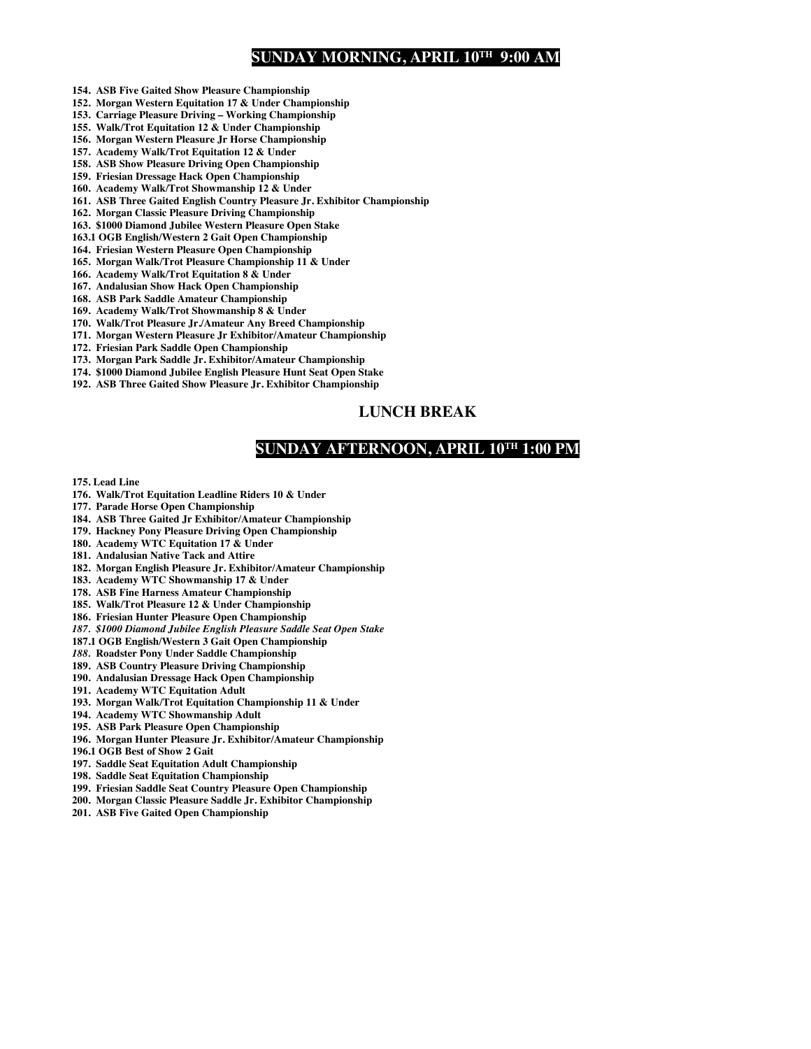## SUNDAY MORNING, APRIL 10TH 9:00 AM

**154. ASB Five Gaited Show Pleasure Championship**
**152. Morgan Western Equitation 17 & Under Championship**
**153. Carriage Pleasure Driving – Working Championship**
**155. Walk/Trot Equitation 12 & Under Championship**
**156. Morgan Western Pleasure Jr Horse Championship**
**157. Academy Walk/Trot Equitation 12 & Under**
**158. ASB Show Pleasure Driving Open Championship**
**159. Friesian Dressage Hack Open Championship**
**160. Academy Walk/Trot Showmanship 12 & Under**
**161. ASB Three Gaited English Country Pleasure Jr. Exhibitor Championship**
**162. Morgan Classic Pleasure Driving Championship**
**163. $1000 Diamond Jubilee Western Pleasure Open Stake**
**163.1 OGB English/Western 2 Gait Open Championship**
**164. Friesian Western Pleasure Open Championship**
**165. Morgan Walk/Trot Pleasure Championship 11 & Under**
**166. Academy Walk/Trot Equitation 8 & Under**
**167. Andalusian Show Hack Open Championship**
**168. ASB Park Saddle Amateur Championship**
**169. Academy Walk/Trot Showmanship 8 & Under**
**170. Walk/Trot Pleasure Jr./Amateur Any Breed Championship**
**171. Morgan Western Pleasure Jr Exhibitor/Amateur Championship**
**172. Friesian Park Saddle Open Championship**
**173. Morgan Park Saddle Jr. Exhibitor/Amateur Championship**
**174. $1000 Diamond Jubilee English Pleasure Hunt Seat Open Stake**
**192. ASB Three Gaited Show Pleasure Jr. Exhibitor Championship**

## LUNCH BREAK

## SUNDAY AFTERNOON, APRIL 10TH 1:00 PM

**175. Lead Line**
**176. Walk/Trot Equitation Leadline Riders 10 & Under**
**177. Parade Horse Open Championship**
**184. ASB Three Gaited Jr Exhibitor/Amateur Championship**
**179. Hackney Pony Pleasure Driving Open Championship**
**180. Academy WTC Equitation 17 & Under**
**181. Andalusian Native Tack and Attire**
**182. Morgan English Pleasure Jr. Exhibitor/Amateur Championship**
**183. Academy WTC Showmanship 17 & Under**
**178. ASB Fine Harness Amateur Championship**
**185. Walk/Trot Pleasure 12 & Under Championship**
**186. Friesian Hunter Pleasure Open Championship**
***187. $1000 Diamond Jubilee English Pleasure Saddle Seat Open Stake***
**187.1 OGB English/Western 3 Gait Open Championship**
***188.* Roadster Pony Under Saddle Championship**
**189. ASB Country Pleasure Driving Championship**
**190. Andalusian Dressage Hack Open Championship**
**191. Academy WTC Equitation Adult**
**193. Morgan Walk/Trot Equitation Championship 11 & Under**
**194. Academy WTC Showmanship Adult**
**195. ASB Park Pleasure Open Championship**
**196. Morgan Hunter Pleasure Jr. Exhibitor/Amateur Championship**
**196.1 OGB Best of Show 2 Gait**
**197. Saddle Seat Equitation Adult Championship**
**198. Saddle Seat Equitation Championship**
**199. Friesian Saddle Seat Country Pleasure Open Championship**
**200. Morgan Classic Pleasure Saddle Jr. Exhibitor Championship**
**201. ASB Five Gaited Open Championship**